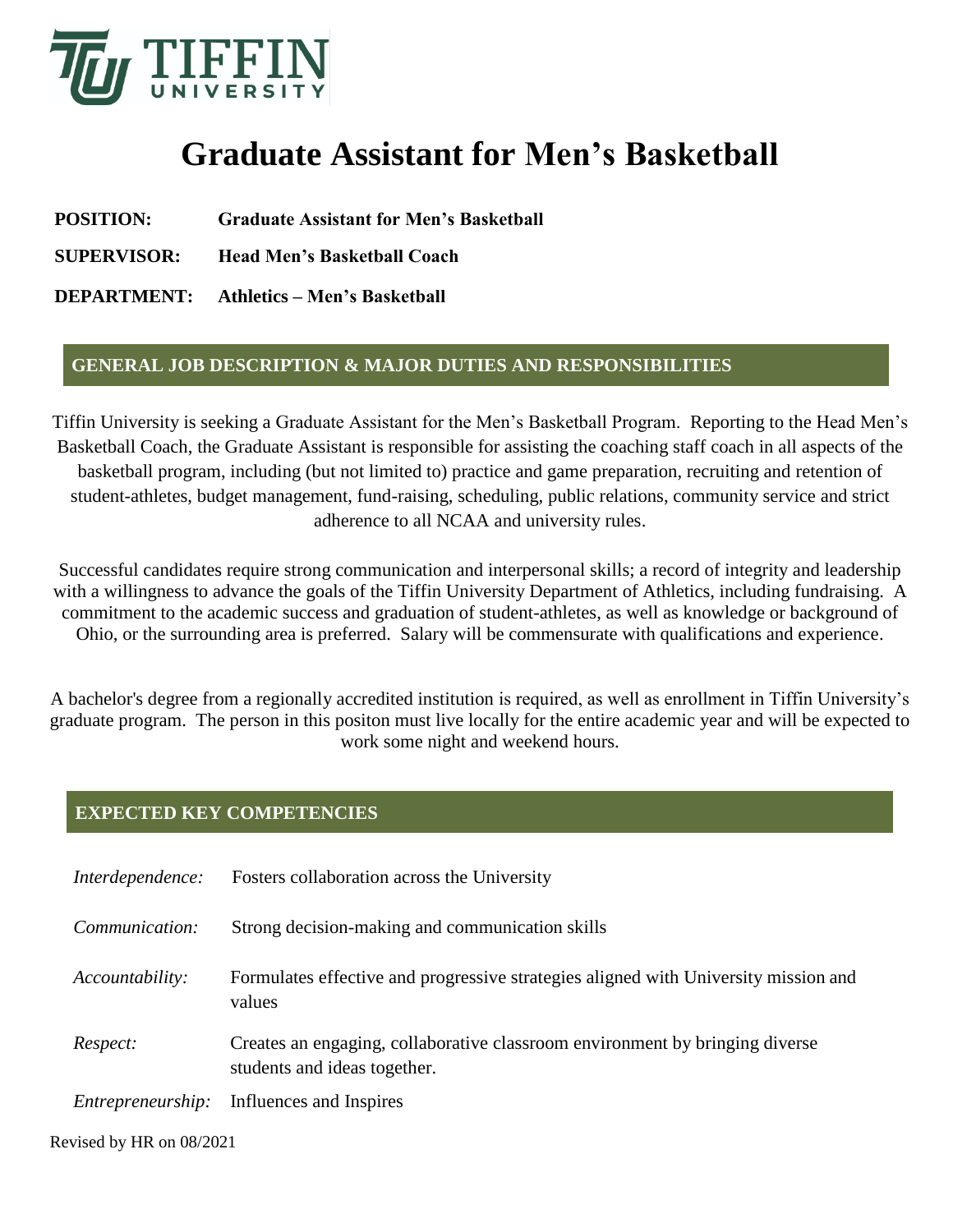# Graduate Assistant for Men's Basketball

**POSITION:** **Graduate Assistant for Men's Basketball**

**SUPERVISOR:** **Head Men's Basketball Coach**

**DEPARTMENT:** **Athletics – Men's Basketball**

## GENERAL JOB DESCRIPTION & MAJOR DUTIES AND RESPONSIBILITIES

Tiffin University is seeking a Graduate Assistant for the Men's Basketball Program. Reporting to the Head Men's Basketball Coach, the Graduate Assistant is responsible for assisting the coaching staff coach in all aspects of the basketball program, including (but not limited to) practice and game preparation, recruiting and retention of student-athletes, budget management, fund-raising, scheduling, public relations, community service and strict adherence to all NCAA and university rules.

Successful candidates require strong communication and interpersonal skills; a record of integrity and leadership with a willingness to advance the goals of the Tiffin University Department of Athletics, including fundraising. A commitment to the academic success and graduation of student-athletes, as well as knowledge or background of Ohio, or the surrounding area is preferred. Salary will be commensurate with qualifications and experience.

A bachelor's degree from a regionally accredited institution is required, as well as enrollment in Tiffin University's graduate program. The person in this positon must live locally for the entire academic year and will be expected to work some night and weekend hours.

## EXPECTED KEY COMPETENCIES

*Interdependence:* Fosters collaboration across the University

*Communication:* Strong decision-making and communication skills

*Accountability:* Formulates effective and progressive strategies aligned with University mission and values

*Respect:* Creates an engaging, collaborative classroom environment by bringing diverse students and ideas together.

*Entrepreneurship:* Influences and Inspires

Revised by HR on 08/2021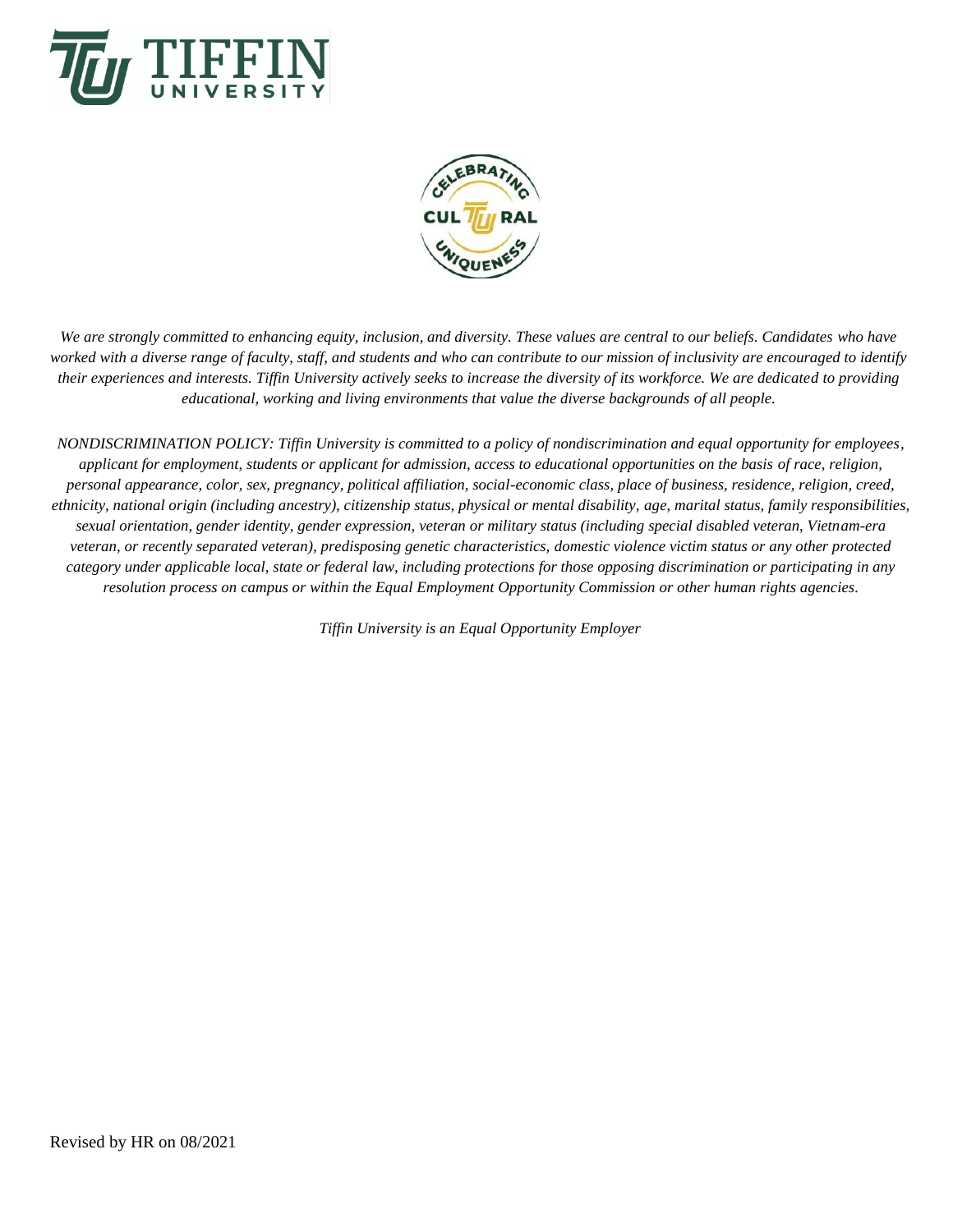*We are strongly committed to enhancing equity, inclusion, and diversity. These values are central to our beliefs. Candidates who have worked with a diverse range of faculty, staff, and students and who can contribute to our mission of inclusivity are encouraged to identify their experiences and interests. Tiffin University actively seeks to increase the diversity of its workforce. We are dedicated to providing educational, working and living environments that value the diverse backgrounds of all people.*

*NONDISCRIMINATION POLICY: Tiffin University is committed to a policy of nondiscrimination and equal opportunity for employees, applicant for employment, students or applicant for admission, access to educational opportunities on the basis of race, religion, personal appearance, color, sex, pregnancy, political affiliation, social-economic class, place of business, residence, religion, creed, ethnicity, national origin (including ancestry), citizenship status, physical or mental disability, age, marital status, family responsibilities, sexual orientation, gender identity, gender expression, veteran or military status (including special disabled veteran, Vietnam-era veteran, or recently separated veteran), predisposing genetic characteristics, domestic violence victim status or any other protected category under applicable local, state or federal law, including protections for those opposing discrimination or participating in any resolution process on campus or within the Equal Employment Opportunity Commission or other human rights agencies.*

*Tiffin University is an Equal Opportunity Employer*

Revised by HR on 08/2021